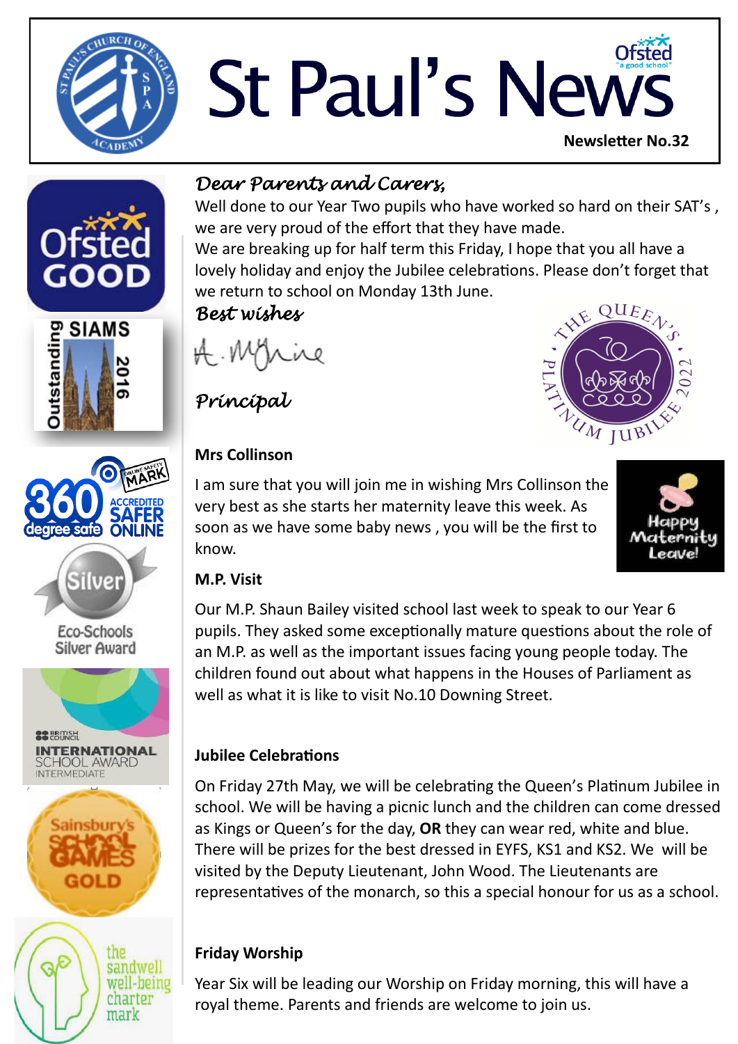# St Paul's News

**Newsletter No.32**

*Dear Parents and Carers,*

Well done to our Year Two pupils who have worked so hard on their SAT's , we are very proud of the effort that they have made.

We are breaking up for half term this Friday, I hope that you all have a lovely holiday and enjoy the Jubilee celebrations. Please don't forget that we return to school on Monday 13th June.

*Best wishes*

A. McIntyre

*Principal*

### Mrs Collinson

I am sure that you will join me in wishing Mrs Collinson the very best as she starts her maternity leave this week. As soon as we have some baby news , you will be the first to know.

### M.P. Visit

Our M.P. Shaun Bailey visited school last week to speak to our Year 6 pupils. They asked some exceptionally mature questions about the role of an M.P. as well as the important issues facing young people today. The children found out about what happens in the Houses of Parliament as well as what it is like to visit No.10 Downing Street.

### Jubilee Celebrations

On Friday 27th May, we will be celebrating the Queen's Platinum Jubilee in school. We will be having a picnic lunch and the children can come dressed as Kings or Queen's for the day, **OR** they can wear red, white and blue. There will be prizes for the best dressed in EYFS, KS1 and KS2. We will be visited by the Deputy Lieutenant, John Wood. The Lieutenants are representatives of the monarch, so this a special honour for us as a school.

### Friday Worship

Year Six will be leading our Worship on Friday morning, this will have a royal theme. Parents and friends are welcome to join us.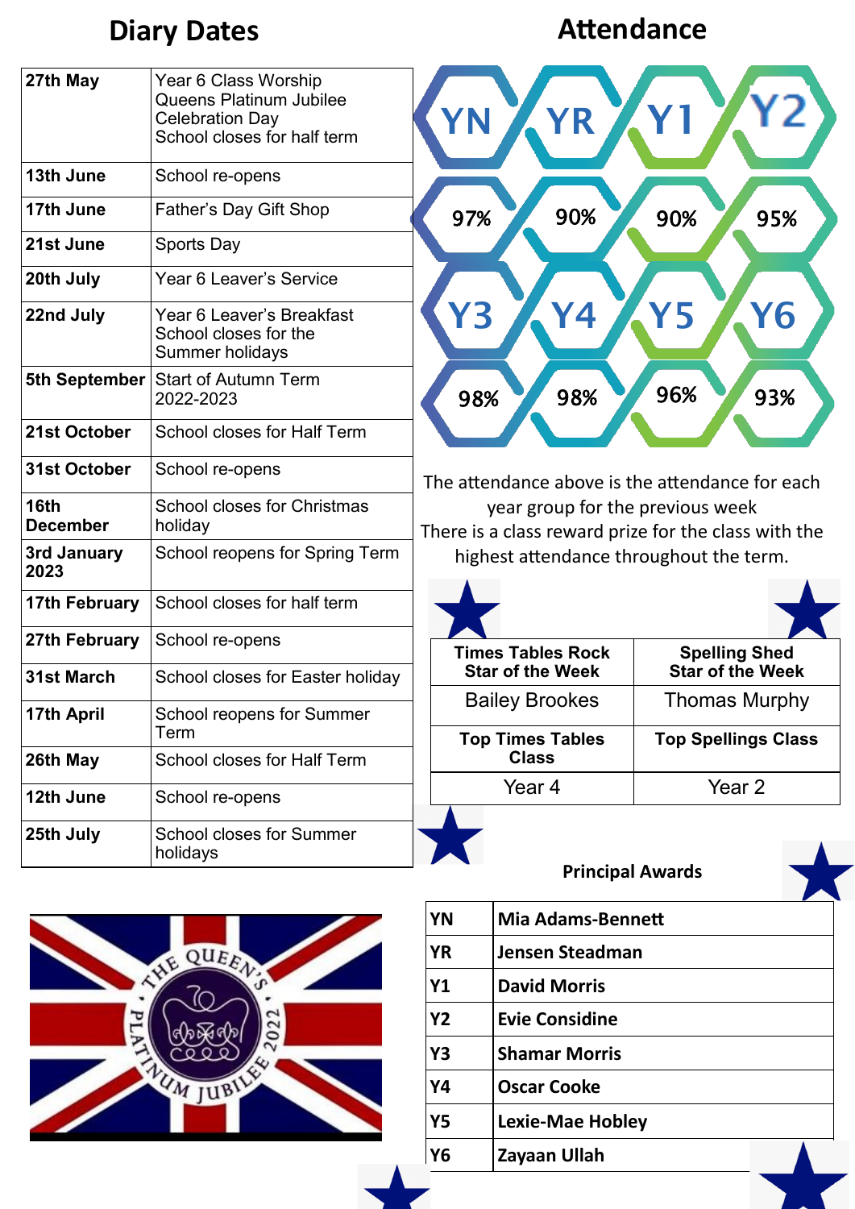## Diary Dates

| | |
|---|---|
| **27th May** | Year 6 Class Worship<br>Queens Platinum Jubilee Celebration Day<br>School closes for half term |
| **13th June** | School re-opens |
| **17th June** | Father's Day Gift Shop |
| **21st June** | Sports Day |
| **20th July** | Year 6 Leaver's Service |
| **22nd July** | Year 6 Leaver's Breakfast<br>School closes for the Summer holidays |
| **5th September** | Start of Autumn Term 2022-2023 |
| **21st October** | School closes for Half Term |
| **31st October** | School re-opens |
| **16th December** | School closes for Christmas holiday |
| **3rd January 2023** | School reopens for Spring Term |
| **17th February** | School closes for half term |
| **27th February** | School re-opens |
| **31st March** | School closes for Easter holiday |
| **17th April** | School reopens for Summer Term |
| **26th May** | School closes for Half Term |
| **12th June** | School re-opens |
| **25th July** | School closes for Summer holidays |

## Attendance

YN 97%

YR 90%

Y1 90%

Y2 95%

Y3 98%

Y4 98%

Y5 96%

Y6 93%

The attendance above is the attendance for each year group for the previous week

There is a class reward prize for the class with the highest attendance throughout the term.

| **Times Tables Rock Star of the Week** | **Spelling Shed Star of the Week** |
|---|---|
| Bailey Brookes | Thomas Murphy |
| **Top Times Tables Class** | **Top Spellings Class** |
| Year 4 | Year 2 |

**Principal Awards**

| | |
|---|---|
| **YN** | **Mia Adams-Bennett** |
| **YR** | **Jensen Steadman** |
| **Y1** | **David Morris** |
| **Y2** | **Evie Considine** |
| **Y3** | **Shamar Morris** |
| **Y4** | **Oscar Cooke** |
| **Y5** | **Lexie-Mae Hobley** |
| **Y6** | **Zayaan Ullah** |